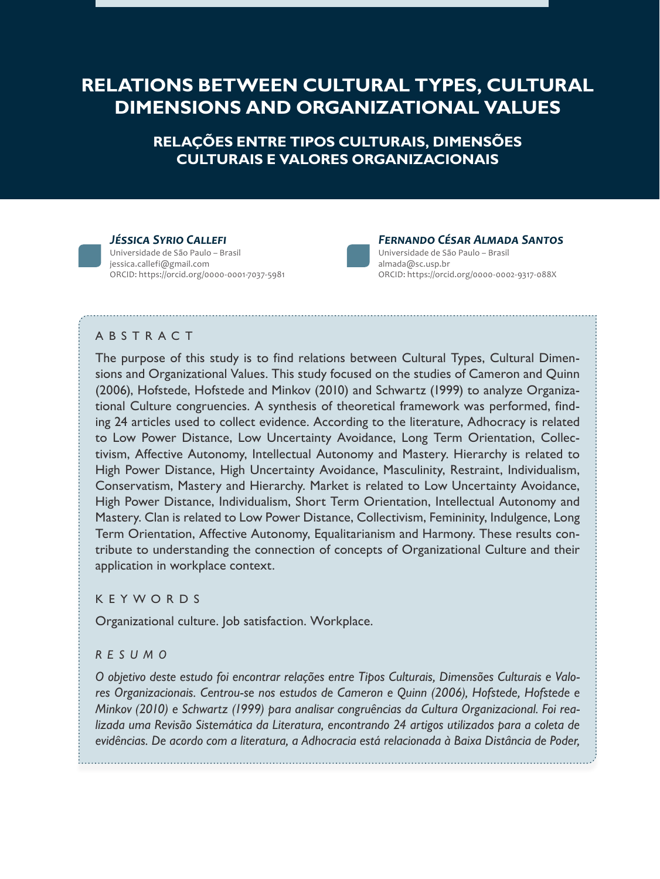# RELATIONS BETWEEN CULTURAL TYPES, CULTURAL DIMENSIONS AND ORGANIZATIONAL VALUES

## RELAÇÕES ENTRE TIPOS CULTURAIS, DIMENSÕES CULTURAIS E VALORES ORGANIZACIONAIS

***Jéssica Syrio Callefi***
Universidade de São Paulo – Brasil
jessica.callefi@gmail.com
ORCID: https://orcid.org/0000-0001-7037-5981

***Fernando César Almada Santos***
Universidade de São Paulo – Brasil
almada@sc.usp.br
ORCID: https://orcid.org/0000-0002-9317-088X

### ABSTRACT

The purpose of this study is to find relations between Cultural Types, Cultural Dimensions and Organizational Values. This study focused on the studies of Cameron and Quinn (2006), Hofstede, Hofstede and Minkov (2010) and Schwartz (1999) to analyze Organizational Culture congruencies. A synthesis of theoretical framework was performed, finding 24 articles used to collect evidence. According to the literature, Adhocracy is related to Low Power Distance, Low Uncertainty Avoidance, Long Term Orientation, Collectivism, Affective Autonomy, Intellectual Autonomy and Mastery. Hierarchy is related to High Power Distance, High Uncertainty Avoidance, Masculinity, Restraint, Individualism, Conservatism, Mastery and Hierarchy. Market is related to Low Uncertainty Avoidance, High Power Distance, Individualism, Short Term Orientation, Intellectual Autonomy and Mastery. Clan is related to Low Power Distance, Collectivism, Femininity, Indulgence, Long Term Orientation, Affective Autonomy, Equalitarianism and Harmony. These results contribute to understanding the connection of concepts of Organizational Culture and their application in workplace context.

### KEYWORDS

Organizational culture. Job satisfaction. Workplace.

### *RESUMO*

*O objetivo deste estudo foi encontrar relações entre Tipos Culturais, Dimensões Culturais e Valores Organizacionais. Centrou-se nos estudos de Cameron e Quinn (2006), Hofstede, Hofstede e Minkov (2010) e Schwartz (1999) para analisar congruências da Cultura Organizacional. Foi realizada uma Revisão Sistemática da Literatura, encontrando 24 artigos utilizados para a coleta de evidências. De acordo com a literatura, a Adhocracia está relacionada à Baixa Distância de Poder,*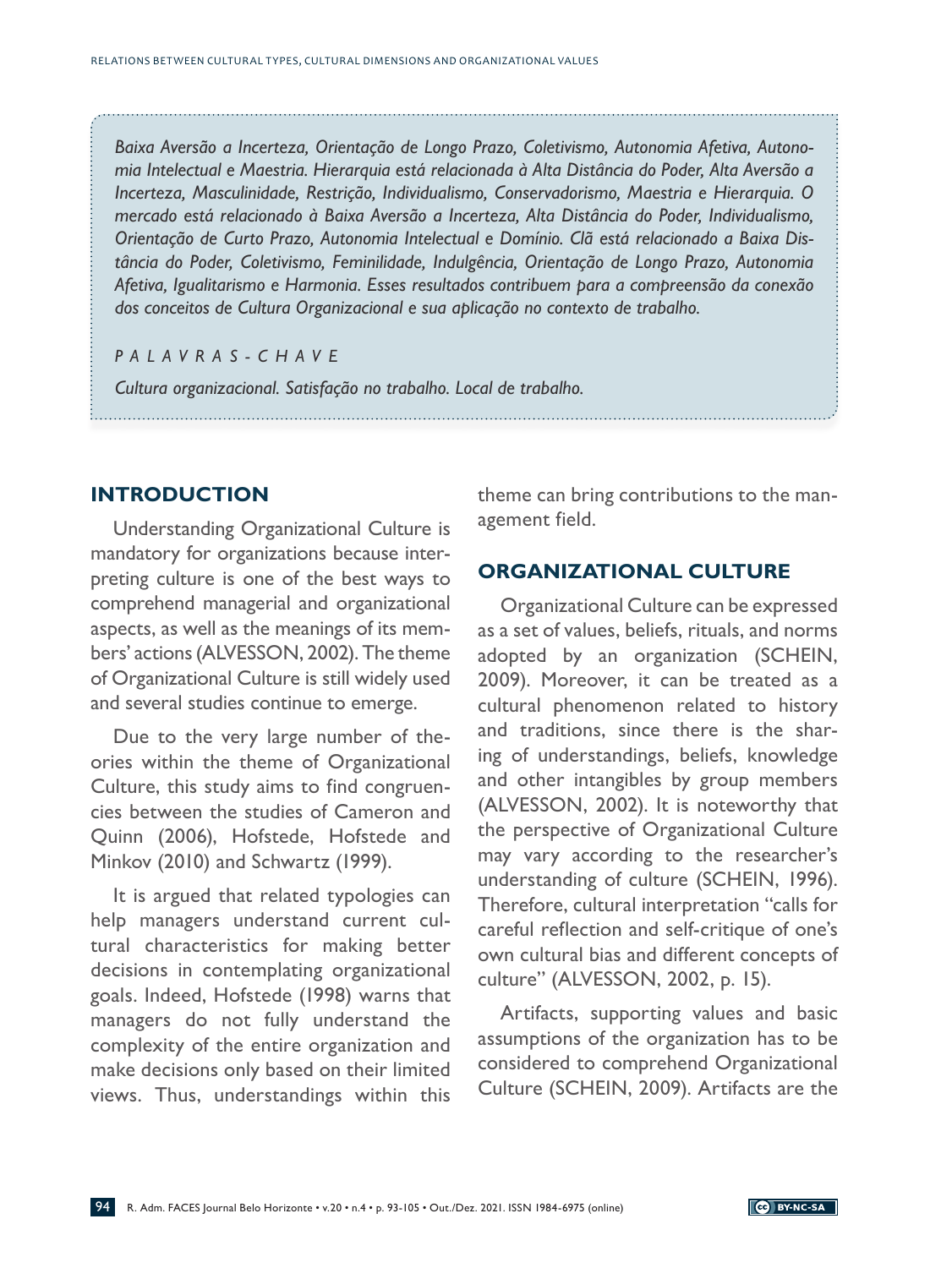*Baixa Aversão a Incerteza, Orientação de Longo Prazo, Coletivismo, Autonomia Afetiva, Autonomia Intelectual e Maestria. Hierarquia está relacionada à Alta Distância do Poder, Alta Aversão a Incerteza, Masculinidade, Restrição, Individualismo, Conservadorismo, Maestria e Hierarquia. O mercado está relacionado à Baixa Aversão a Incerteza, Alta Distância do Poder, Individualismo, Orientação de Curto Prazo, Autonomia Intelectual e Domínio. Clã está relacionado a Baixa Distância do Poder, Coletivismo, Feminilidade, Indulgência, Orientação de Longo Prazo, Autonomia Afetiva, Igualitarismo e Harmonia. Esses resultados contribuem para a compreensão da conexão dos conceitos de Cultura Organizacional e sua aplicação no contexto de trabalho.*

*PALAVRAS-CHAVE*

*Cultura organizacional. Satisfação no trabalho. Local de trabalho.*

## INTRODUCTION

Understanding Organizational Culture is mandatory for organizations because interpreting culture is one of the best ways to comprehend managerial and organizational aspects, as well as the meanings of its members' actions (ALVESSON, 2002). The theme of Organizational Culture is still widely used and several studies continue to emerge.

Due to the very large number of theories within the theme of Organizational Culture, this study aims to find congruencies between the studies of Cameron and Quinn (2006), Hofstede, Hofstede and Minkov (2010) and Schwartz (1999).

It is argued that related typologies can help managers understand current cultural characteristics for making better decisions in contemplating organizational goals. Indeed, Hofstede (1998) warns that managers do not fully understand the complexity of the entire organization and make decisions only based on their limited views. Thus, understandings within this theme can bring contributions to the management field.

## ORGANIZATIONAL CULTURE

Organizational Culture can be expressed as a set of values, beliefs, rituals, and norms adopted by an organization (SCHEIN, 2009). Moreover, it can be treated as a cultural phenomenon related to history and traditions, since there is the sharing of understandings, beliefs, knowledge and other intangibles by group members (ALVESSON, 2002). It is noteworthy that the perspective of Organizational Culture may vary according to the researcher's understanding of culture (SCHEIN, 1996). Therefore, cultural interpretation "calls for careful reflection and self-critique of one's own cultural bias and different concepts of culture" (ALVESSON, 2002, p. 15).

Artifacts, supporting values and basic assumptions of the organization has to be considered to comprehend Organizational Culture (SCHEIN, 2009). Artifacts are the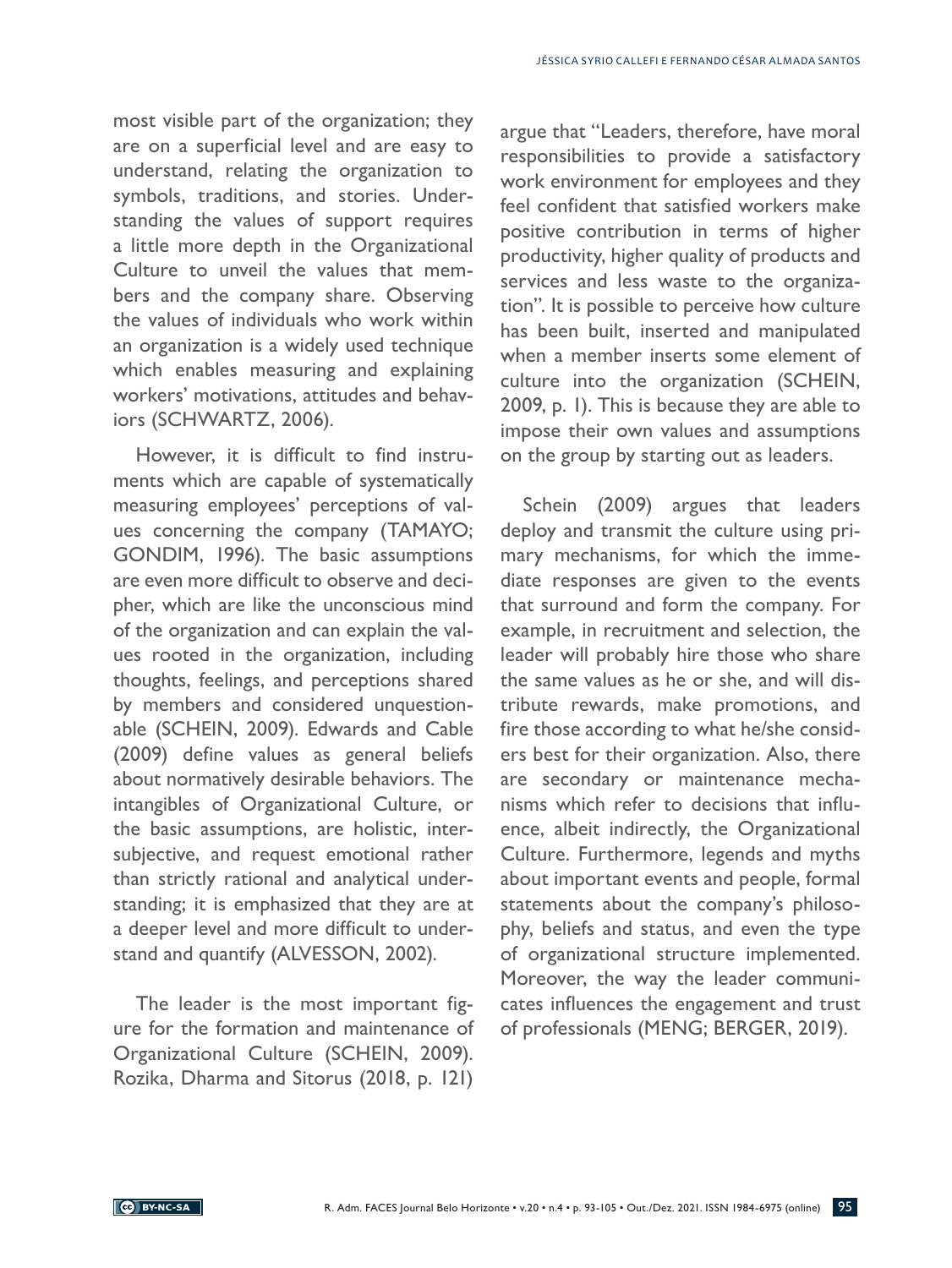most visible part of the organization; they are on a superficial level and are easy to understand, relating the organization to symbols, traditions, and stories. Understanding the values of support requires a little more depth in the Organizational Culture to unveil the values that members and the company share. Observing the values of individuals who work within an organization is a widely used technique which enables measuring and explaining workers' motivations, attitudes and behaviors (SCHWARTZ, 2006).

However, it is difficult to find instruments which are capable of systematically measuring employees' perceptions of values concerning the company (TAMAYO; GONDIM, 1996). The basic assumptions are even more difficult to observe and decipher, which are like the unconscious mind of the organization and can explain the values rooted in the organization, including thoughts, feelings, and perceptions shared by members and considered unquestionable (SCHEIN, 2009). Edwards and Cable (2009) define values as general beliefs about normatively desirable behaviors. The intangibles of Organizational Culture, or the basic assumptions, are holistic, intersubjective, and request emotional rather than strictly rational and analytical understanding; it is emphasized that they are at a deeper level and more difficult to understand and quantify (ALVESSON, 2002).

The leader is the most important figure for the formation and maintenance of Organizational Culture (SCHEIN, 2009). Rozika, Dharma and Sitorus (2018, p. 121) argue that "Leaders, therefore, have moral responsibilities to provide a satisfactory work environment for employees and they feel confident that satisfied workers make positive contribution in terms of higher productivity, higher quality of products and services and less waste to the organization". It is possible to perceive how culture has been built, inserted and manipulated when a member inserts some element of culture into the organization (SCHEIN, 2009, p. 1). This is because they are able to impose their own values and assumptions on the group by starting out as leaders.

Schein (2009) argues that leaders deploy and transmit the culture using primary mechanisms, for which the immediate responses are given to the events that surround and form the company. For example, in recruitment and selection, the leader will probably hire those who share the same values as he or she, and will distribute rewards, make promotions, and fire those according to what he/she considers best for their organization. Also, there are secondary or maintenance mechanisms which refer to decisions that influence, albeit indirectly, the Organizational Culture. Furthermore, legends and myths about important events and people, formal statements about the company's philosophy, beliefs and status, and even the type of organizational structure implemented. Moreover, the way the leader communicates influences the engagement and trust of professionals (MENG; BERGER, 2019).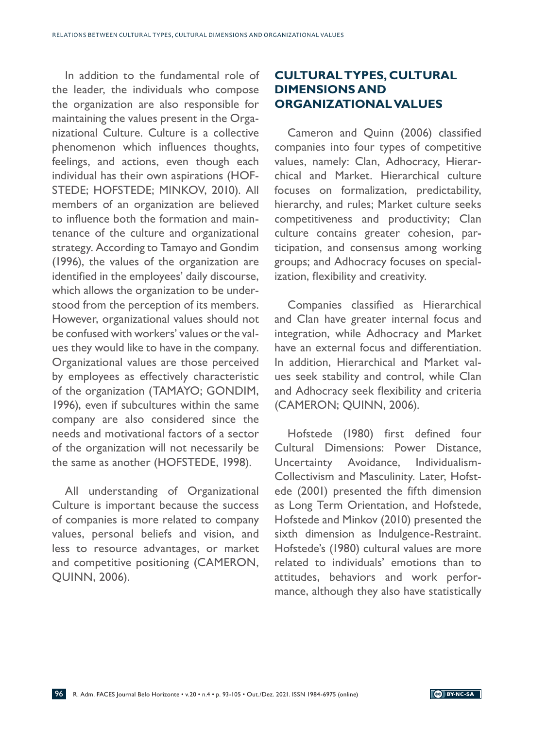In addition to the fundamental role of the leader, the individuals who compose the organization are also responsible for maintaining the values present in the Organizational Culture. Culture is a collective phenomenon which influences thoughts, feelings, and actions, even though each individual has their own aspirations (HOFSTEDE; HOFSTEDE; MINKOV, 2010). All members of an organization are believed to influence both the formation and maintenance of the culture and organizational strategy. According to Tamayo and Gondim (1996), the values of the organization are identified in the employees' daily discourse, which allows the organization to be understood from the perception of its members. However, organizational values should not be confused with workers' values or the values they would like to have in the company. Organizational values are those perceived by employees as effectively characteristic of the organization (TAMAYO; GONDIM, 1996), even if subcultures within the same company are also considered since the needs and motivational factors of a sector of the organization will not necessarily be the same as another (HOFSTEDE, 1998).

All understanding of Organizational Culture is important because the success of companies is more related to company values, personal beliefs and vision, and less to resource advantages, or market and competitive positioning (CAMERON, QUINN, 2006).

## CULTURAL TYPES, CULTURAL DIMENSIONS AND ORGANIZATIONAL VALUES

Cameron and Quinn (2006) classified companies into four types of competitive values, namely: Clan, Adhocracy, Hierarchical and Market. Hierarchical culture focuses on formalization, predictability, hierarchy, and rules; Market culture seeks competitiveness and productivity; Clan culture contains greater cohesion, participation, and consensus among working groups; and Adhocracy focuses on specialization, flexibility and creativity.

Companies classified as Hierarchical and Clan have greater internal focus and integration, while Adhocracy and Market have an external focus and differentiation. In addition, Hierarchical and Market values seek stability and control, while Clan and Adhocracy seek flexibility and criteria (CAMERON; QUINN, 2006).

Hofstede (1980) first defined four Cultural Dimensions: Power Distance, Uncertainty Avoidance, Individualism-Collectivism and Masculinity. Later, Hofstede (2001) presented the fifth dimension as Long Term Orientation, and Hofstede, Hofstede and Minkov (2010) presented the sixth dimension as Indulgence-Restraint. Hofstede's (1980) cultural values are more related to individuals' emotions than to attitudes, behaviors and work performance, although they also have statistically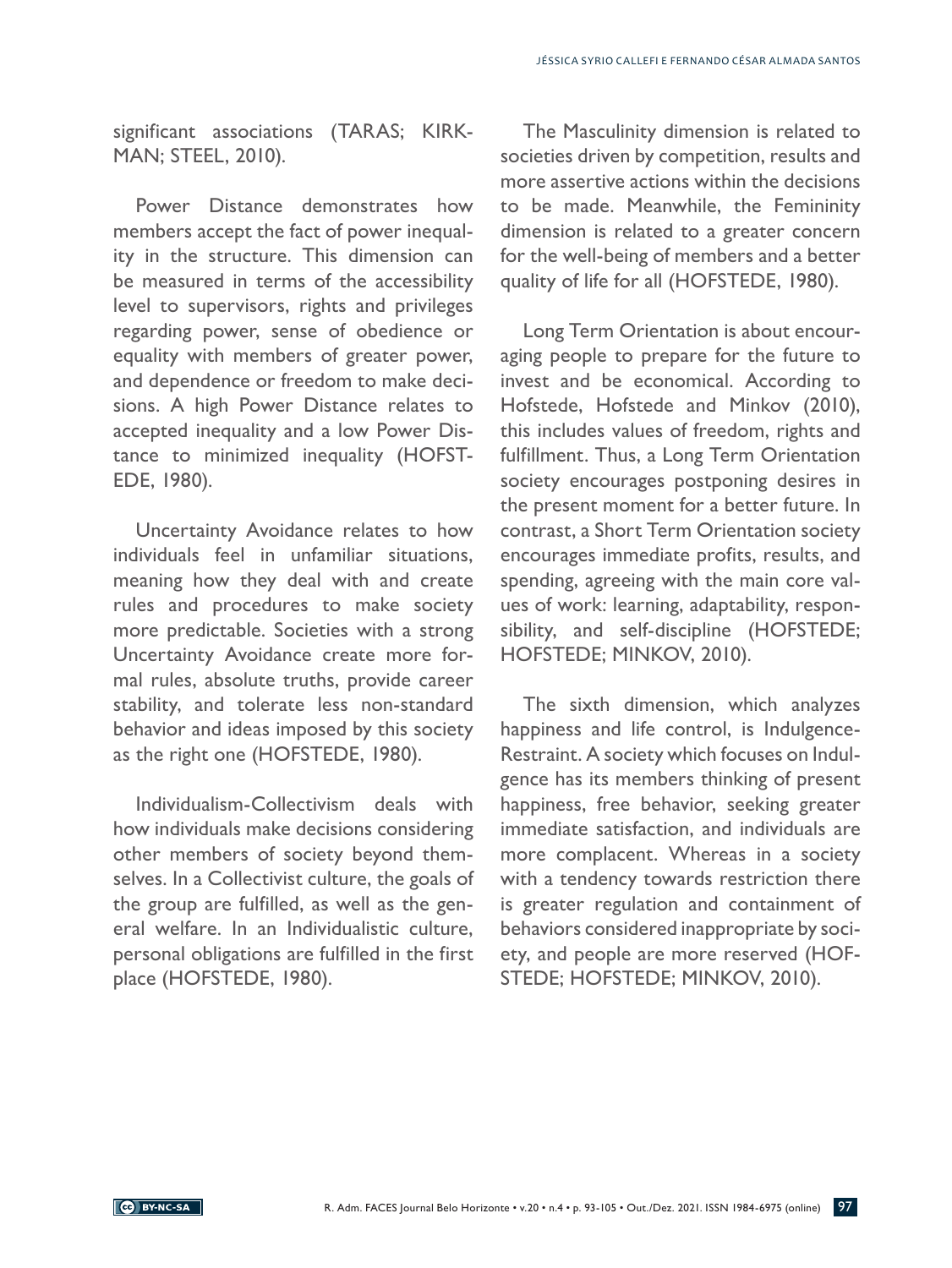significant associations (TARAS; KIRKMAN; STEEL, 2010).

Power Distance demonstrates how members accept the fact of power inequality in the structure. This dimension can be measured in terms of the accessibility level to supervisors, rights and privileges regarding power, sense of obedience or equality with members of greater power, and dependence or freedom to make decisions. A high Power Distance relates to accepted inequality and a low Power Distance to minimized inequality (HOFSTEDE, 1980).

Uncertainty Avoidance relates to how individuals feel in unfamiliar situations, meaning how they deal with and create rules and procedures to make society more predictable. Societies with a strong Uncertainty Avoidance create more formal rules, absolute truths, provide career stability, and tolerate less non-standard behavior and ideas imposed by this society as the right one (HOFSTEDE, 1980).

Individualism-Collectivism deals with how individuals make decisions considering other members of society beyond themselves. In a Collectivist culture, the goals of the group are fulfilled, as well as the general welfare. In an Individualistic culture, personal obligations are fulfilled in the first place (HOFSTEDE, 1980).

The Masculinity dimension is related to societies driven by competition, results and more assertive actions within the decisions to be made. Meanwhile, the Femininity dimension is related to a greater concern for the well-being of members and a better quality of life for all (HOFSTEDE, 1980).

Long Term Orientation is about encouraging people to prepare for the future to invest and be economical. According to Hofstede, Hofstede and Minkov (2010), this includes values of freedom, rights and fulfillment. Thus, a Long Term Orientation society encourages postponing desires in the present moment for a better future. In contrast, a Short Term Orientation society encourages immediate profits, results, and spending, agreeing with the main core values of work: learning, adaptability, responsibility, and self-discipline (HOFSTEDE; HOFSTEDE; MINKOV, 2010).

The sixth dimension, which analyzes happiness and life control, is Indulgence-Restraint. A society which focuses on Indulgence has its members thinking of present happiness, free behavior, seeking greater immediate satisfaction, and individuals are more complacent. Whereas in a society with a tendency towards restriction there is greater regulation and containment of behaviors considered inappropriate by society, and people are more reserved (HOFSTEDE; HOFSTEDE; MINKOV, 2010).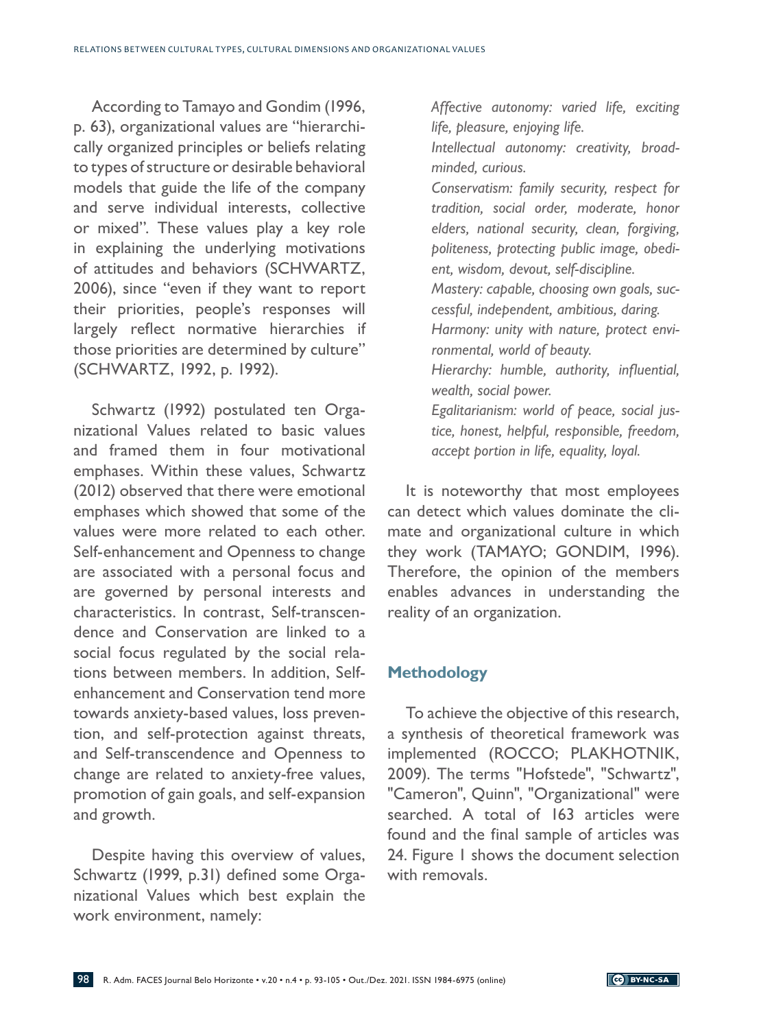According to Tamayo and Gondim (1996, p. 63), organizational values are "hierarchically organized principles or beliefs relating to types of structure or desirable behavioral models that guide the life of the company and serve individual interests, collective or mixed". These values play a key role in explaining the underlying motivations of attitudes and behaviors (SCHWARTZ, 2006), since "even if they want to report their priorities, people's responses will largely reflect normative hierarchies if those priorities are determined by culture" (SCHWARTZ, 1992, p. 1992).

Schwartz (1992) postulated ten Organizational Values related to basic values and framed them in four motivational emphases. Within these values, Schwartz (2012) observed that there were emotional emphases which showed that some of the values were more related to each other. Self-enhancement and Openness to change are associated with a personal focus and are governed by personal interests and characteristics. In contrast, Self-transcendence and Conservation are linked to a social focus regulated by the social relations between members. In addition, Self-enhancement and Conservation tend more towards anxiety-based values, loss prevention, and self-protection against threats, and Self-transcendence and Openness to change are related to anxiety-free values, promotion of gain goals, and self-expansion and growth.

Despite having this overview of values, Schwartz (1999, p.31) defined some Organizational Values which best explain the work environment, namely:

*Affective autonomy: varied life, exciting life, pleasure, enjoying life.*
*Intellectual autonomy: creativity, broad-minded, curious.*
*Conservatism: family security, respect for tradition, social order, moderate, honor elders, national security, clean, forgiving, politeness, protecting public image, obedient, wisdom, devout, self-discipline.*
*Mastery: capable, choosing own goals, successful, independent, ambitious, daring.*
*Harmony: unity with nature, protect environmental, world of beauty.*
*Hierarchy: humble, authority, influential, wealth, social power.*
*Egalitarianism: world of peace, social justice, honest, helpful, responsible, freedom, accept portion in life, equality, loyal.*

It is noteworthy that most employees can detect which values dominate the climate and organizational culture in which they work (TAMAYO; GONDIM, 1996). Therefore, the opinion of the members enables advances in understanding the reality of an organization.

## Methodology

To achieve the objective of this research, a synthesis of theoretical framework was implemented (ROCCO; PLAKHOTNIK, 2009). The terms "Hofstede", "Schwartz", "Cameron", Quinn", "Organizational" were searched. A total of 163 articles were found and the final sample of articles was 24. Figure 1 shows the document selection with removals.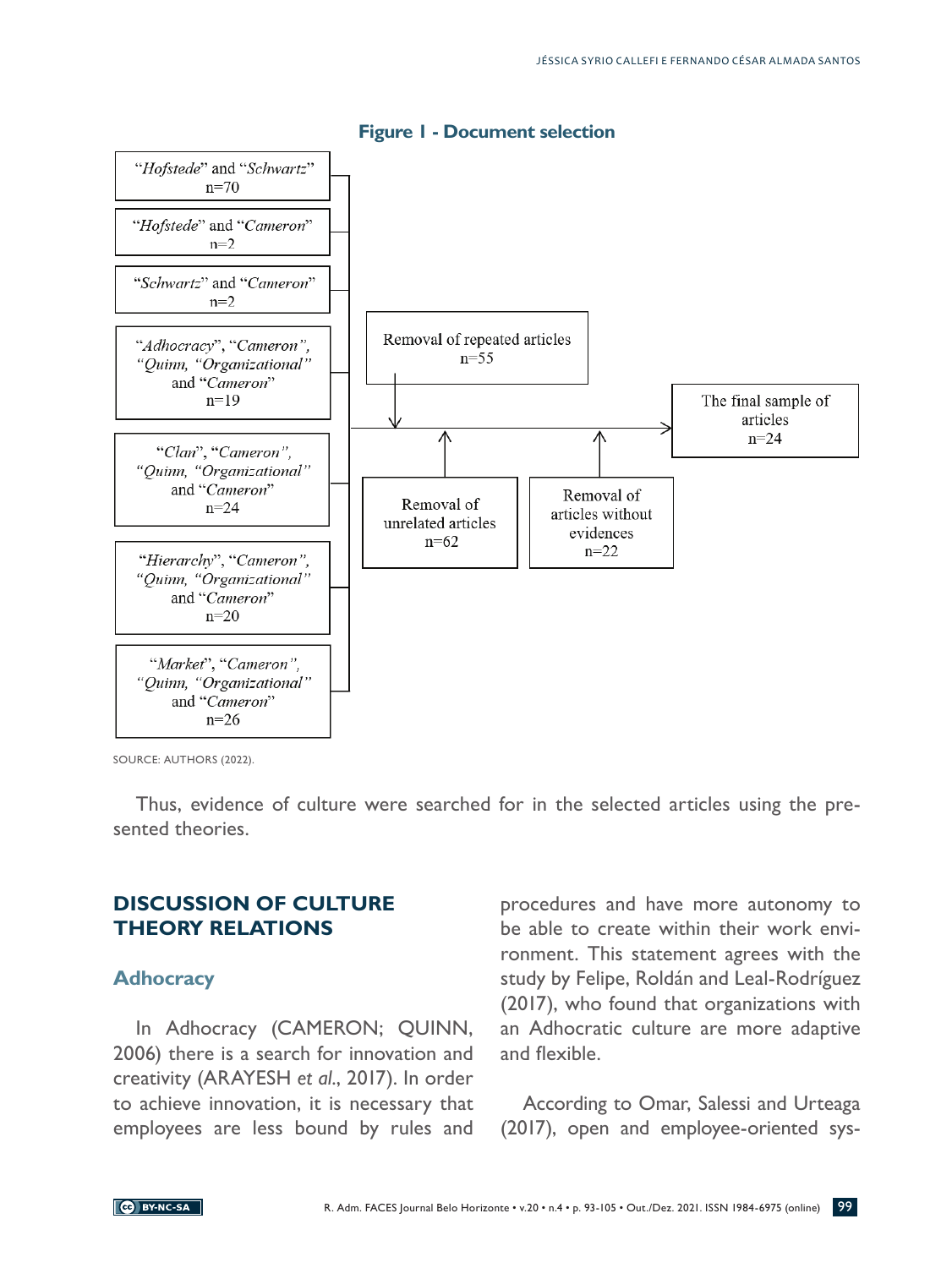**Figure 1 - Document selection**

"*Hofstede*" and "*Schwartz*"
n=70

"*Hofstede*" and "*Cameron*"
n=2

"*Schwartz*" and "*Cameron*"
n=2

"*Adhocracy*", "*Cameron*", "*Quinn*, "*Organizational*" and "*Cameron*"
n=19

"*Clan*", "*Cameron*", "*Quinn*, "*Organizational*" and "*Cameron*"
n=24

"*Hierarchy*", "*Cameron*", "*Quinn*, "*Organizational*" and "*Cameron*"
n=20

"*Market*", "*Cameron*", "*Quinn*, "*Organizational*" and "*Cameron*"
n=26

Removal of repeated articles
n=55

Removal of unrelated articles
n=62

Removal of articles without evidences
n=22

The final sample of articles
n=24

SOURCE: AUTHORS (2022).

Thus, evidence of culture were searched for in the selected articles using the presented theories.

## DISCUSSION OF CULTURE THEORY RELATIONS

### Adhocracy

In Adhocracy (CAMERON; QUINN, 2006) there is a search for innovation and creativity (ARAYESH *et al*., 2017). In order to achieve innovation, it is necessary that employees are less bound by rules and procedures and have more autonomy to be able to create within their work environment. This statement agrees with the study by Felipe, Roldán and Leal-Rodríguez (2017), who found that organizations with an Adhocratic culture are more adaptive and flexible.

According to Omar, Salessi and Urteaga (2017), open and employee-oriented sys-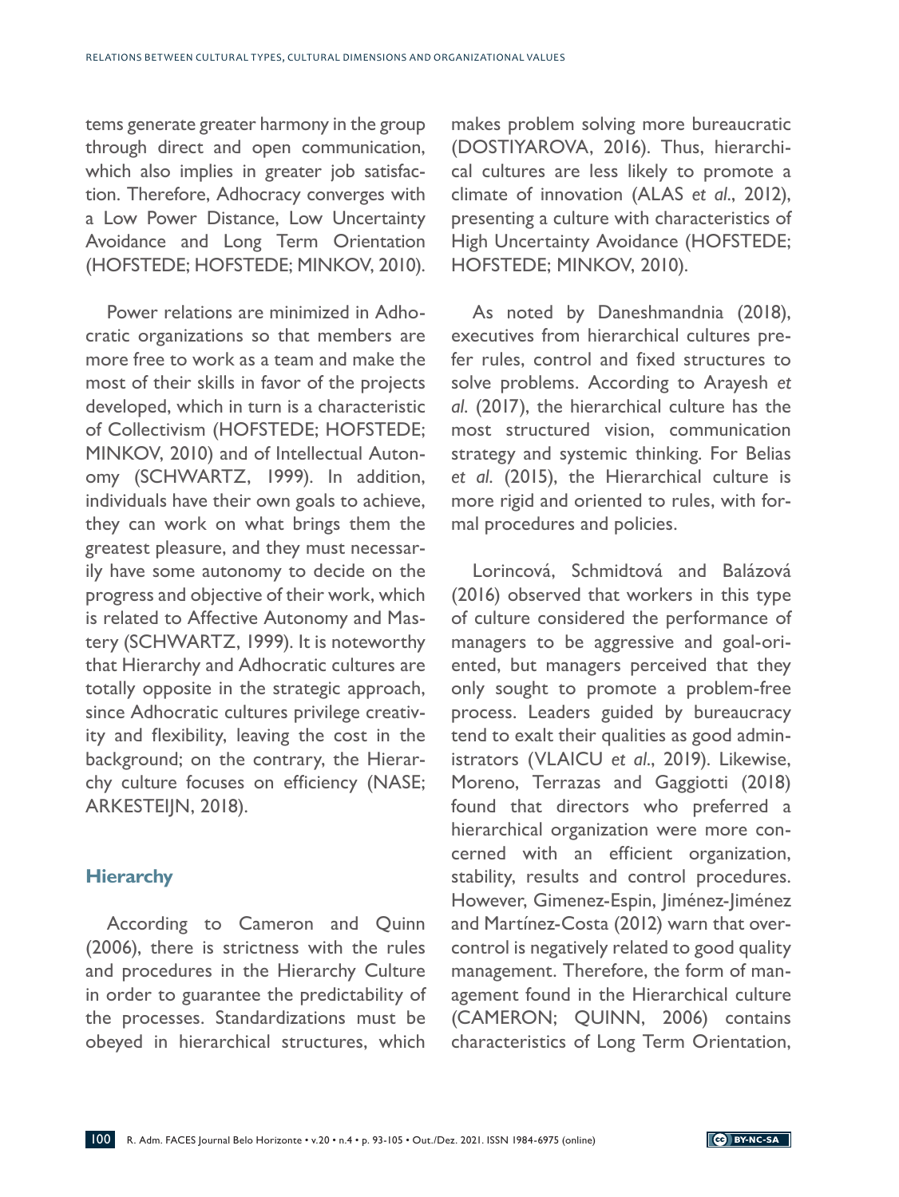tems generate greater harmony in the group through direct and open communication, which also implies in greater job satisfaction. Therefore, Adhocracy converges with a Low Power Distance, Low Uncertainty Avoidance and Long Term Orientation (HOFSTEDE; HOFSTEDE; MINKOV, 2010).

Power relations are minimized in Adhocratic organizations so that members are more free to work as a team and make the most of their skills in favor of the projects developed, which in turn is a characteristic of Collectivism (HOFSTEDE; HOFSTEDE; MINKOV, 2010) and of Intellectual Autonomy (SCHWARTZ, 1999). In addition, individuals have their own goals to achieve, they can work on what brings them the greatest pleasure, and they must necessarily have some autonomy to decide on the progress and objective of their work, which is related to Affective Autonomy and Mastery (SCHWARTZ, 1999). It is noteworthy that Hierarchy and Adhocratic cultures are totally opposite in the strategic approach, since Adhocratic cultures privilege creativity and flexibility, leaving the cost in the background; on the contrary, the Hierarchy culture focuses on efficiency (NASE; ARKESTEIJN, 2018).

### Hierarchy

According to Cameron and Quinn (2006), there is strictness with the rules and procedures in the Hierarchy Culture in order to guarantee the predictability of the processes. Standardizations must be obeyed in hierarchical structures, which makes problem solving more bureaucratic (DOSTIYAROVA, 2016). Thus, hierarchical cultures are less likely to promote a climate of innovation (ALAS *et al*., 2012), presenting a culture with characteristics of High Uncertainty Avoidance (HOFSTEDE; HOFSTEDE; MINKOV, 2010).

As noted by Daneshmandnia (2018), executives from hierarchical cultures prefer rules, control and fixed structures to solve problems. According to Arayesh *et al*. (2017), the hierarchical culture has the most structured vision, communication strategy and systemic thinking. For Belias *et al*. (2015), the Hierarchical culture is more rigid and oriented to rules, with formal procedures and policies.

Lorincová, Schmidtová and Balázová (2016) observed that workers in this type of culture considered the performance of managers to be aggressive and goal-oriented, but managers perceived that they only sought to promote a problem-free process. Leaders guided by bureaucracy tend to exalt their qualities as good administrators (VLAICU *et al*., 2019). Likewise, Moreno, Terrazas and Gaggiotti (2018) found that directors who preferred a hierarchical organization were more concerned with an efficient organization, stability, results and control procedures. However, Gimenez-Espin, Jiménez-Jiménez and Martínez-Costa (2012) warn that overcontrol is negatively related to good quality management. Therefore, the form of management found in the Hierarchical culture (CAMERON; QUINN, 2006) contains characteristics of Long Term Orientation,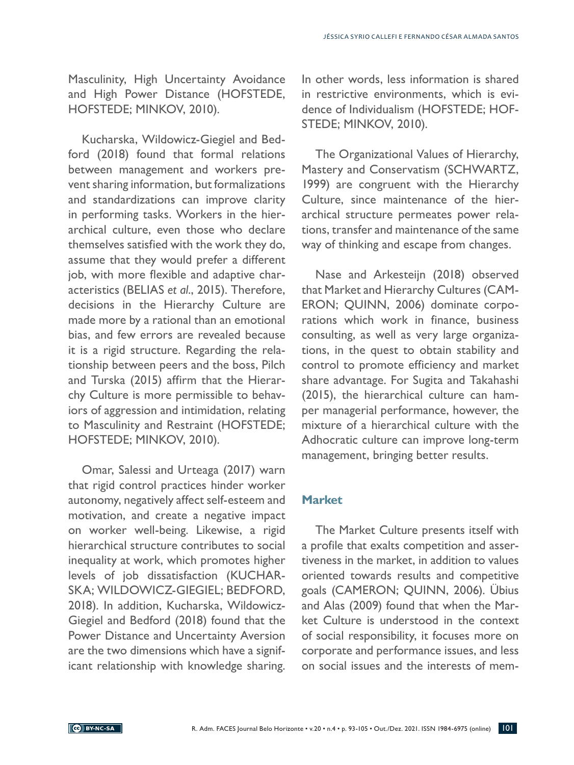Masculinity, High Uncertainty Avoidance and High Power Distance (HOFSTEDE, HOFSTEDE; MINKOV, 2010).

Kucharska, Wildowicz-Giegiel and Bedford (2018) found that formal relations between management and workers prevent sharing information, but formalizations and standardizations can improve clarity in performing tasks. Workers in the hierarchical culture, even those who declare themselves satisfied with the work they do, assume that they would prefer a different job, with more flexible and adaptive characteristics (BELIAS *et al*., 2015). Therefore, decisions in the Hierarchy Culture are made more by a rational than an emotional bias, and few errors are revealed because it is a rigid structure. Regarding the relationship between peers and the boss, Pilch and Turska (2015) affirm that the Hierarchy Culture is more permissible to behaviors of aggression and intimidation, relating to Masculinity and Restraint (HOFSTEDE; HOFSTEDE; MINKOV, 2010).

Omar, Salessi and Urteaga (2017) warn that rigid control practices hinder worker autonomy, negatively affect self-esteem and motivation, and create a negative impact on worker well-being. Likewise, a rigid hierarchical structure contributes to social inequality at work, which promotes higher levels of job dissatisfaction (KUCHARSKA; WILDOWICZ-GIEGIEL; BEDFORD, 2018). In addition, Kucharska, Wildowicz-Giegiel and Bedford (2018) found that the Power Distance and Uncertainty Aversion are the two dimensions which have a significant relationship with knowledge sharing. In other words, less information is shared in restrictive environments, which is evidence of Individualism (HOFSTEDE; HOFSTEDE; MINKOV, 2010).

The Organizational Values of Hierarchy, Mastery and Conservatism (SCHWARTZ, 1999) are congruent with the Hierarchy Culture, since maintenance of the hierarchical structure permeates power relations, transfer and maintenance of the same way of thinking and escape from changes.

Nase and Arkesteijn (2018) observed that Market and Hierarchy Cultures (CAMERON; QUINN, 2006) dominate corporations which work in finance, business consulting, as well as very large organizations, in the quest to obtain stability and control to promote efficiency and market share advantage. For Sugita and Takahashi (2015), the hierarchical culture can hamper managerial performance, however, the mixture of a hierarchical culture with the Adhocratic culture can improve long-term management, bringing better results.

### Market

The Market Culture presents itself with a profile that exalts competition and assertiveness in the market, in addition to values oriented towards results and competitive goals (CAMERON; QUINN, 2006). Übius and Alas (2009) found that when the Market Culture is understood in the context of social responsibility, it focuses more on corporate and performance issues, and less on social issues and the interests of mem-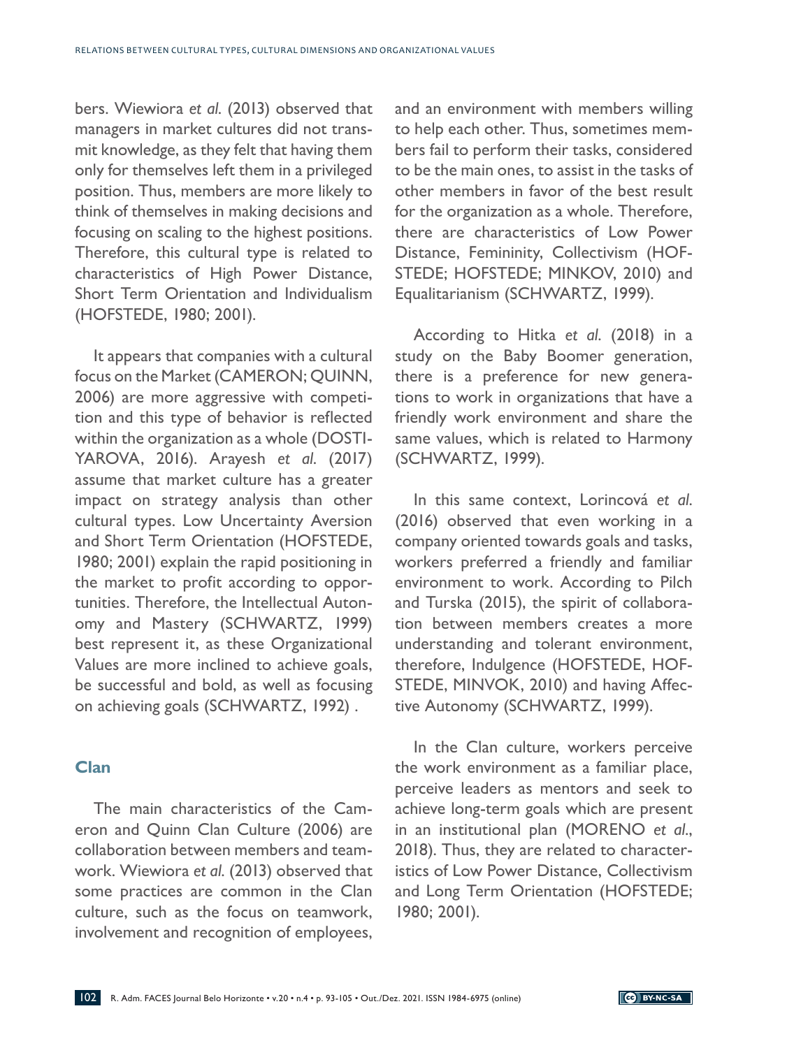bers. Wiewiora *et al.* (2013) observed that managers in market cultures did not transmit knowledge, as they felt that having them only for themselves left them in a privileged position. Thus, members are more likely to think of themselves in making decisions and focusing on scaling to the highest positions. Therefore, this cultural type is related to characteristics of High Power Distance, Short Term Orientation and Individualism (HOFSTEDE, 1980; 2001).

It appears that companies with a cultural focus on the Market (CAMERON; QUINN, 2006) are more aggressive with competition and this type of behavior is reflected within the organization as a whole (DOSTIYAROVA, 2016). Arayesh *et al.* (2017) assume that market culture has a greater impact on strategy analysis than other cultural types. Low Uncertainty Aversion and Short Term Orientation (HOFSTEDE, 1980; 2001) explain the rapid positioning in the market to profit according to opportunities. Therefore, the Intellectual Autonomy and Mastery (SCHWARTZ, 1999) best represent it, as these Organizational Values are more inclined to achieve goals, be successful and bold, as well as focusing on achieving goals (SCHWARTZ, 1992) .

### Clan

The main characteristics of the Cameron and Quinn Clan Culture (2006) are collaboration between members and teamwork. Wiewiora *et al.* (2013) observed that some practices are common in the Clan culture, such as the focus on teamwork, involvement and recognition of employees, and an environment with members willing to help each other. Thus, sometimes members fail to perform their tasks, considered to be the main ones, to assist in the tasks of other members in favor of the best result for the organization as a whole. Therefore, there are characteristics of Low Power Distance, Femininity, Collectivism (HOFSTEDE; HOFSTEDE; MINKOV, 2010) and Equalitarianism (SCHWARTZ, 1999).

According to Hitka *et al.* (2018) in a study on the Baby Boomer generation, there is a preference for new generations to work in organizations that have a friendly work environment and share the same values, which is related to Harmony (SCHWARTZ, 1999).

In this same context, Lorincová *et al.* (2016) observed that even working in a company oriented towards goals and tasks, workers preferred a friendly and familiar environment to work. According to Pilch and Turska (2015), the spirit of collaboration between members creates a more understanding and tolerant environment, therefore, Indulgence (HOFSTEDE, HOFSTEDE, MINVOK, 2010) and having Affective Autonomy (SCHWARTZ, 1999).

In the Clan culture, workers perceive the work environment as a familiar place, perceive leaders as mentors and seek to achieve long-term goals which are present in an institutional plan (MORENO *et al.*, 2018). Thus, they are related to characteristics of Low Power Distance, Collectivism and Long Term Orientation (HOFSTEDE; 1980; 2001).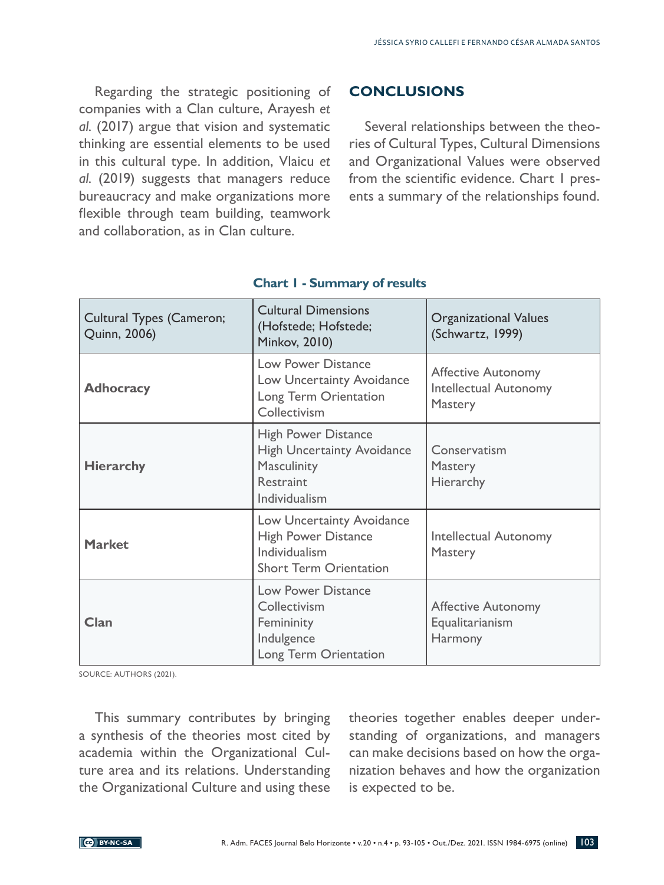Regarding the strategic positioning of companies with a Clan culture, Arayesh *et al.* (2017) argue that vision and systematic thinking are essential elements to be used in this cultural type. In addition, Vlaicu *et al.* (2019) suggests that managers reduce bureaucracy and make organizations more flexible through team building, teamwork and collaboration, as in Clan culture.

## CONCLUSIONS

Several relationships between the theories of Cultural Types, Cultural Dimensions and Organizational Values were observed from the scientific evidence. Chart 1 presents a summary of the relationships found.

**Chart 1 - Summary of results**

| Cultural Types (Cameron; Quinn, 2006) | Cultural Dimensions (Hofstede; Hofstede; Minkov, 2010) | Organizational Values (Schwartz, 1999) |
|---|---|---|
| **Adhocracy** | Low Power Distance<br>Low Uncertainty Avoidance<br>Long Term Orientation<br>Collectivism | Affective Autonomy<br>Intellectual Autonomy<br>Mastery |
| **Hierarchy** | High Power Distance<br>High Uncertainty Avoidance<br>Masculinity<br>Restraint<br>Individualism | Conservatism<br>Mastery<br>Hierarchy |
| **Market** | Low Uncertainty Avoidance<br>High Power Distance<br>Individualism<br>Short Term Orientation | Intellectual Autonomy<br>Mastery |
| **Clan** | Low Power Distance<br>Collectivism<br>Femininity<br>Indulgence<br>Long Term Orientation | Affective Autonomy<br>Equalitarianism<br>Harmony |

SOURCE: AUTHORS (2021).

This summary contributes by bringing a synthesis of the theories most cited by academia within the Organizational Culture area and its relations. Understanding the Organizational Culture and using these theories together enables deeper understanding of organizations, and managers can make decisions based on how the organization behaves and how the organization is expected to be.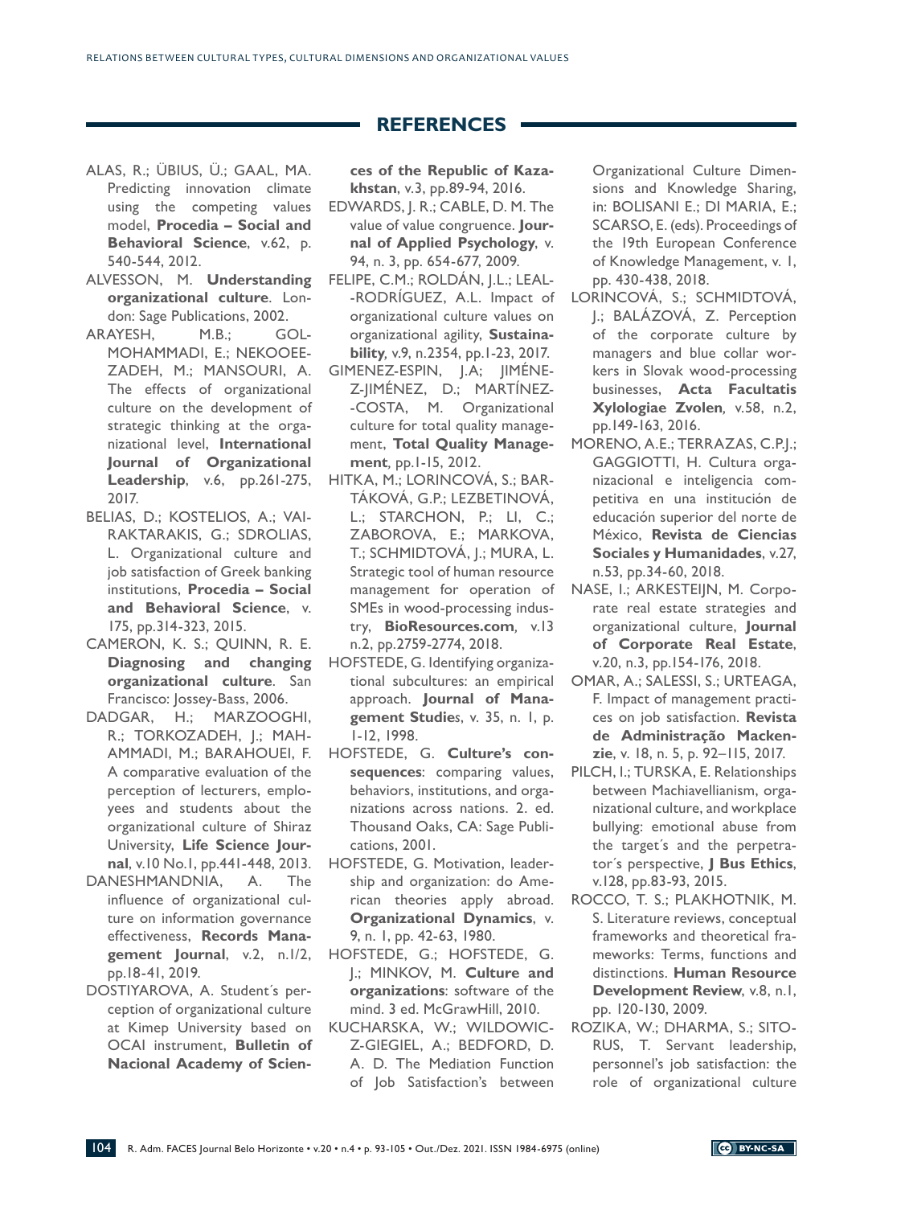## REFERENCES

ALAS, R.; ÜBIUS, Ü.; GAAL, MA. Predicting innovation climate using the competing values model, **Procedia – Social and Behavioral Science**, v.62, p. 540-544, 2012.

ALVESSON, M. **Understanding organizational culture**. London: Sage Publications, 2002.

ARAYESH, M.B.; GOLMOHAMMADI, E.; NEKOOEEZADEH, M.; MANSOURI, A. The effects of organizational culture on the development of strategic thinking at the organizational level, **International Journal of Organizational Leadership**, v.6, pp.261-275, 2017.

BELIAS, D.; KOSTELIOS, A.; VAIRAKTARAKIS, G.; SDROLIAS, L. Organizational culture and job satisfaction of Greek banking institutions, **Procedia – Social and Behavioral Science**, v. 175, pp.314-323, 2015.

CAMERON, K. S.; QUINN, R. E. **Diagnosing and changing organizational culture**. San Francisco: Jossey-Bass, 2006.

DADGAR, H.; MARZOOGHI, R.; TORKOZADEH, J.; MAHAMMADI, M.; BARAHOUEI, F. A comparative evaluation of the perception of lecturers, employees and students about the organizational culture of Shiraz University, **Life Science Journal**, v.10 No.1, pp.441-448, 2013.

DANESHMANDNIA, A. The influence of organizational culture on information governance effectiveness, **Records Management Journal**, v.2, n.1/2, pp.18-41, 2019.

DOSTIYAROVA, A. Student´s perception of organizational culture at Kimep University based on OCAI instrument, **Bulletin of Nacional Academy of Sciences of the Republic of Kazakhstan**, v.3, pp.89-94, 2016.

EDWARDS, J. R.; CABLE, D. M. The value of value congruence. **Journal of Applied Psychology**, v. 94, n. 3, pp. 654-677, 2009.

FELIPE, C.M.; ROLDÁN, J.L.; LEAL-RODRÍGUEZ, A.L. Impact of organizational culture values on organizational agility, **Sustainability**, v.9, n.2354, pp.1-23, 2017.

GIMENEZ-ESPIN, J.A; JIMÉNEZ-JIMÉNEZ, D.; MARTÍNEZ-COSTA, M. Organizational culture for total quality management, **Total Quality Management**, pp.1-15, 2012.

HITKA, M.; LORINCOVÁ, S.; BARTÁKOVÁ, G.P.; LEZBETINOVÁ, L.; STARCHON, P.; LI, C.; ZABOROVA, E.; MARKOVA, T.; SCHMIDTOVÁ, J.; MURA, L. Strategic tool of human resource management for operation of SMEs in wood-processing industry, **BioResources.com**, v.13 n.2, pp.2759-2774, 2018.

HOFSTEDE, G. Identifying organizational subcultures: an empirical approach. **Journal of Management Studies**, v. 35, n. 1, p. 1-12, 1998.

HOFSTEDE, G. **Culture's consequences**: comparing values, behaviors, institutions, and organizations across nations. 2. ed. Thousand Oaks, CA: Sage Publications, 2001.

HOFSTEDE, G. Motivation, leadership and organization: do American theories apply abroad. **Organizational Dynamics**, v. 9, n. 1, pp. 42-63, 1980.

HOFSTEDE, G.; HOFSTEDE, G. J.; MINKOV, M. **Culture and organizations**: software of the mind. 3 ed. McGrawHill, 2010.

KUCHARSKA, W.; WILDOWICZ-GIEGIEL, A.; BEDFORD, D. A. D. The Mediation Function of Job Satisfaction's between Organizational Culture Dimensions and Knowledge Sharing, in: BOLISANI E.; DI MARIA, E.; SCARSO, E. (eds). Proceedings of the 19th European Conference of Knowledge Management, v. 1, pp. 430-438, 2018.

LORINCOVÁ, S.; SCHMIDTOVÁ, J.; BALÁZOVÁ, Z. Perception of the corporate culture by managers and blue collar workers in Slovak wood-processing businesses, **Acta Facultatis Xylologiae Zvolen**, v.58, n.2, pp.149-163, 2016.

MORENO, A.E.; TERRAZAS, C.P.J.; GAGGIOTTI, H. Cultura organizacional e inteligencia competitiva en una institución de educación superior del norte de México, **Revista de Ciencias Sociales y Humanidades**, v.27, n.53, pp.34-60, 2018.

NASE, I.; ARKESTEIJN, M. Corporate real estate strategies and organizational culture, **Journal of Corporate Real Estate**, v.20, n.3, pp.154-176, 2018.

OMAR, A.; SALESSI, S.; URTEAGA, F. Impact of management practices on job satisfaction. **Revista de Administração Mackenzie**, v. 18, n. 5, p. 92–115, 2017.

PILCH, I.; TURSKA, E. Relationships between Machiavellianism, organizational culture, and workplace bullying: emotional abuse from the target´s and the perpetrator´s perspective, **J Bus Ethics**, v.128, pp.83-93, 2015.

ROCCO, T. S.; PLAKHOTNIK, M. S. Literature reviews, conceptual frameworks and theoretical frameworks: Terms, functions and distinctions. **Human Resource Development Review**, v.8, n.1, pp. 120-130, 2009.

ROZIKA, W.; DHARMA, S.; SITORUS, T. Servant leadership, personnel's job satisfaction: the role of organizational culture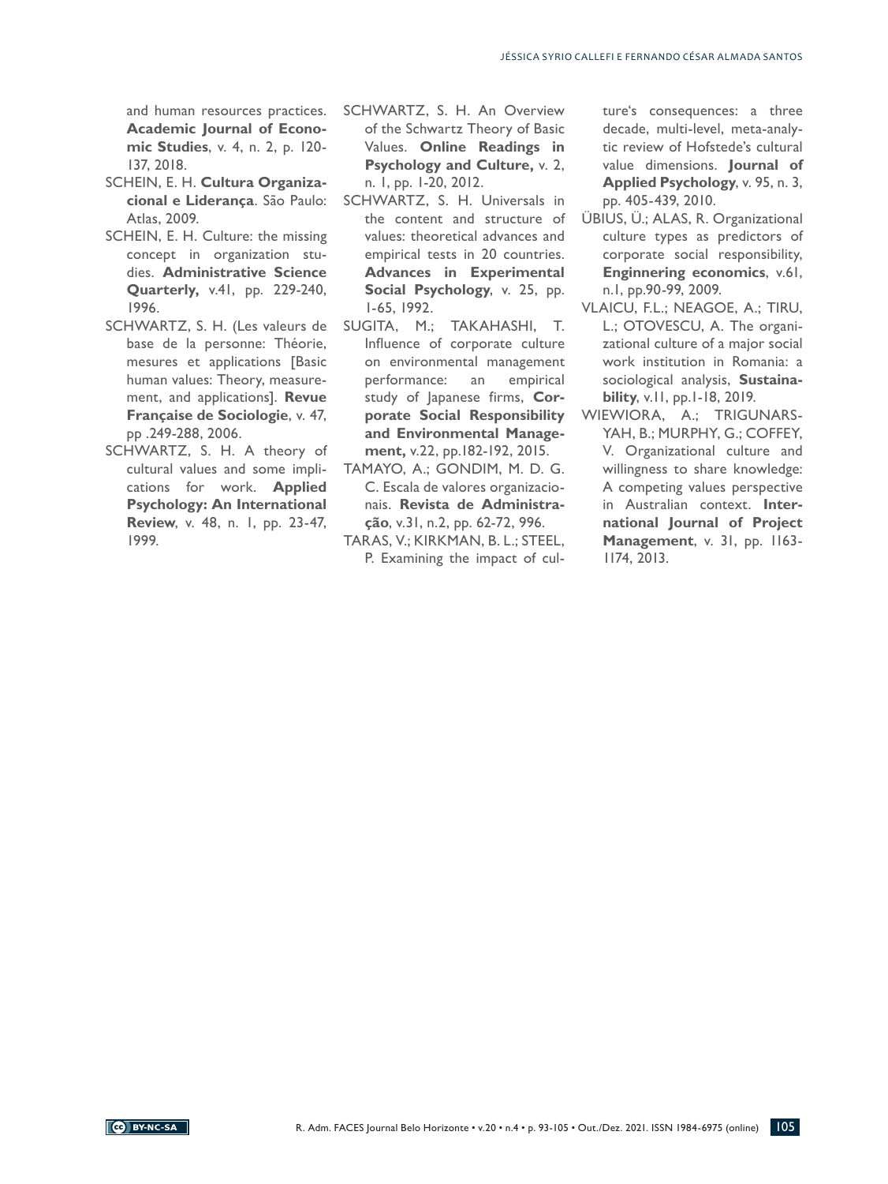and human resources practices. **Academic Journal of Economic Studies**, v. 4, n. 2, p. 120-137, 2018.

SCHEIN, E. H. **Cultura Organizacional e Liderança**. São Paulo: Atlas, 2009.

SCHEIN, E. H. Culture: the missing concept in organization studies. **Administrative Science Quarterly,** v.41, pp. 229-240, 1996.

SCHWARTZ, S. H. (Les valeurs de base de la personne: Théorie, mesures et applications [Basic human values: Theory, measurement, and applications]. **Revue Française de Sociologie**, v. 47, pp .249-288, 2006.

SCHWARTZ, S. H. A theory of cultural values and some implications for work. **Applied Psychology: An International Review**, v. 48, n. 1, pp. 23-47, 1999.

SCHWARTZ, S. H. An Overview of the Schwartz Theory of Basic Values. **Online Readings in Psychology and Culture,** v. 2, n. 1, pp. 1-20, 2012.

SCHWARTZ, S. H. Universals in the content and structure of values: theoretical advances and empirical tests in 20 countries. **Advances in Experimental Social Psychology**, v. 25, pp. 1-65, 1992.

SUGITA, M.; TAKAHASHI, T. Influence of corporate culture on environmental management performance: an empirical study of Japanese firms, **Corporate Social Responsibility and Environmental Management,** v.22, pp.182-192, 2015.

TAMAYO, A.; GONDIM, M. D. G. C. Escala de valores organizacionais. **Revista de Administração**, v.31, n.2, pp. 62-72, 996.

TARAS, V.; KIRKMAN, B. L.; STEEL, P. Examining the impact of culture's consequences: a three decade, multi-level, meta-analytic review of Hofstede's cultural value dimensions. **Journal of Applied Psychology**, v. 95, n. 3, pp. 405-439, 2010.

ÜBIUS, Ü.; ALAS, R. Organizational culture types as predictors of corporate social responsibility, **Enginnering economics**, v.61, n.1, pp.90-99, 2009.

VLAICU, F.L.; NEAGOE, A.; TIRU, L.; OTOVESCU, A. The organizational culture of a major social work institution in Romania: a sociological analysis, **Sustainability**, v.11, pp.1-18, 2019.

WIEWIORA, A.; TRIGUNARSYAH, B.; MURPHY, G.; COFFEY, V. Organizational culture and willingness to share knowledge: A competing values perspective in Australian context. **International Journal of Project Management**, v. 31, pp. 1163-1174, 2013.